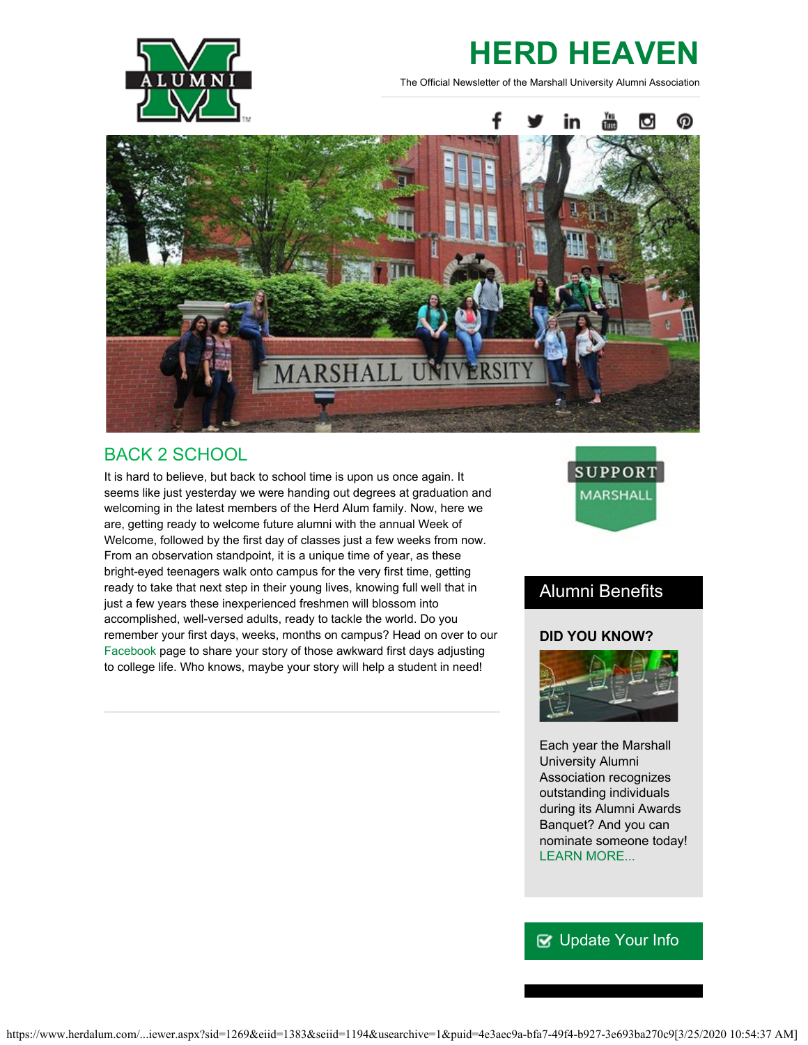# HERD HEAVEN

The Official Newsletter of the Marshall University Alumni Association

## BACK 2 SCHOOL

It is hard to believe, but back to school time is upon us once again. It seems like just yesterday we were handing out degrees at graduation and welcoming in the latest members of the Herd Alum family. Now, here we are, getting ready to welcome future alumni with the annual Week of Welcome, followed by the first day of classes just a few weeks from now. From an observation standpoint, it is a unique time of year, as these bright-eyed teenagers walk onto campus for the very first time, getting ready to take that next step in their young lives, knowing full well that in just a few years these inexperienced freshmen will blossom into accomplished, well-versed adults, ready to tackle the world. Do you remember your first days, weeks, months on campus? Head on over to our Facebook page to share your story of those awkward first days adjusting to college life. Who knows, maybe your story will help a student in need!

SUPPORT MARSHALL

## Alumni Benefits

**DID YOU KNOW?**

Each year the Marshall University Alumni Association recognizes outstanding individuals during its Alumni Awards Banquet? And you can nominate someone today! LEARN MORE...

Update Your Info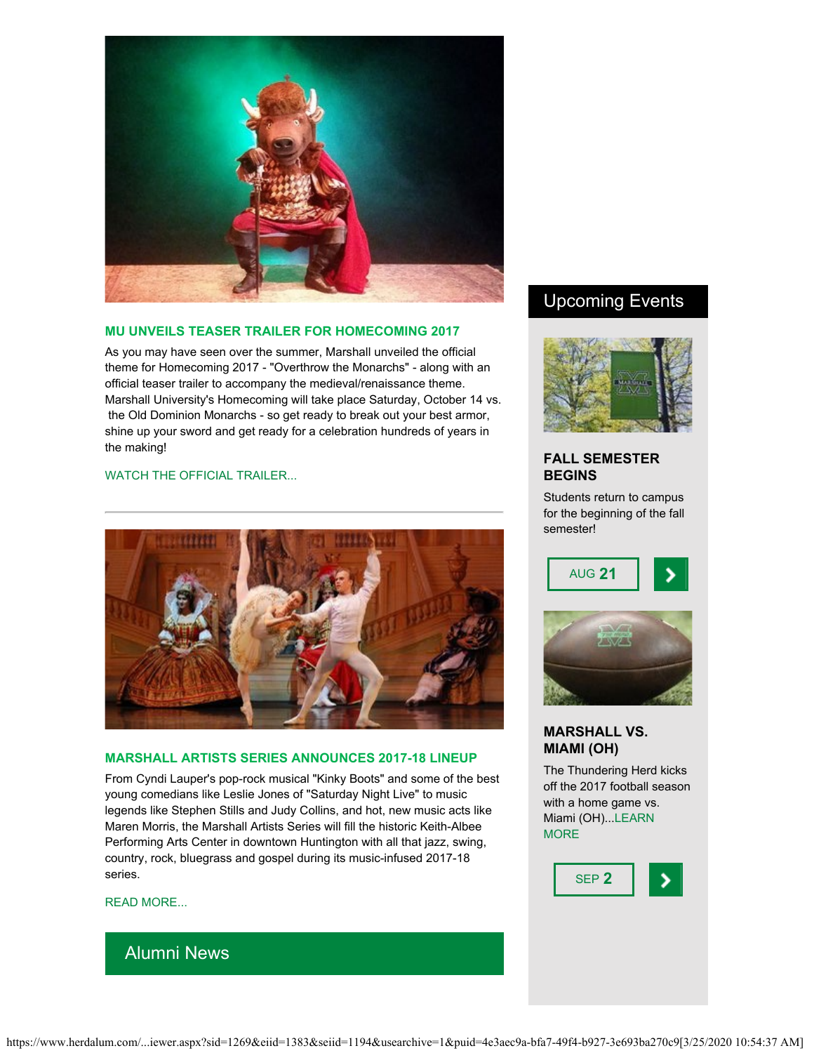### MU UNVEILS TEASER TRAILER FOR HOMECOMING 2017

As you may have seen over the summer, Marshall unveiled the official theme for Homecoming 2017 - "Overthrow the Monarchs" - along with an official teaser trailer to accompany the medieval/renaissance theme. Marshall University's Homecoming will take place Saturday, October 14 vs. the Old Dominion Monarchs - so get ready to break out your best armor, shine up your sword and get ready for a celebration hundreds of years in the making!

WATCH THE OFFICIAL TRAILER...

---

### MARSHALL ARTISTS SERIES ANNOUNCES 2017-18 LINEUP

From Cyndi Lauper's pop-rock musical "Kinky Boots" and some of the best young comedians like Leslie Jones of "Saturday Night Live" to music legends like Stephen Stills and Judy Collins, and hot, new music acts like Maren Morris, the Marshall Artists Series will fill the historic Keith-Albee Performing Arts Center in downtown Huntington with all that jazz, swing, country, rock, bluegrass and gospel during its music-infused 2017-18 series.

READ MORE...

## Alumni News

## Upcoming Events

### FALL SEMESTER BEGINS

Students return to campus for the beginning of the fall semester!

AUG **21**

### MARSHALL VS. MIAMI (OH)

The Thundering Herd kicks off the 2017 football season with a home game vs. Miami (OH)...LEARN MORE

SEP **2**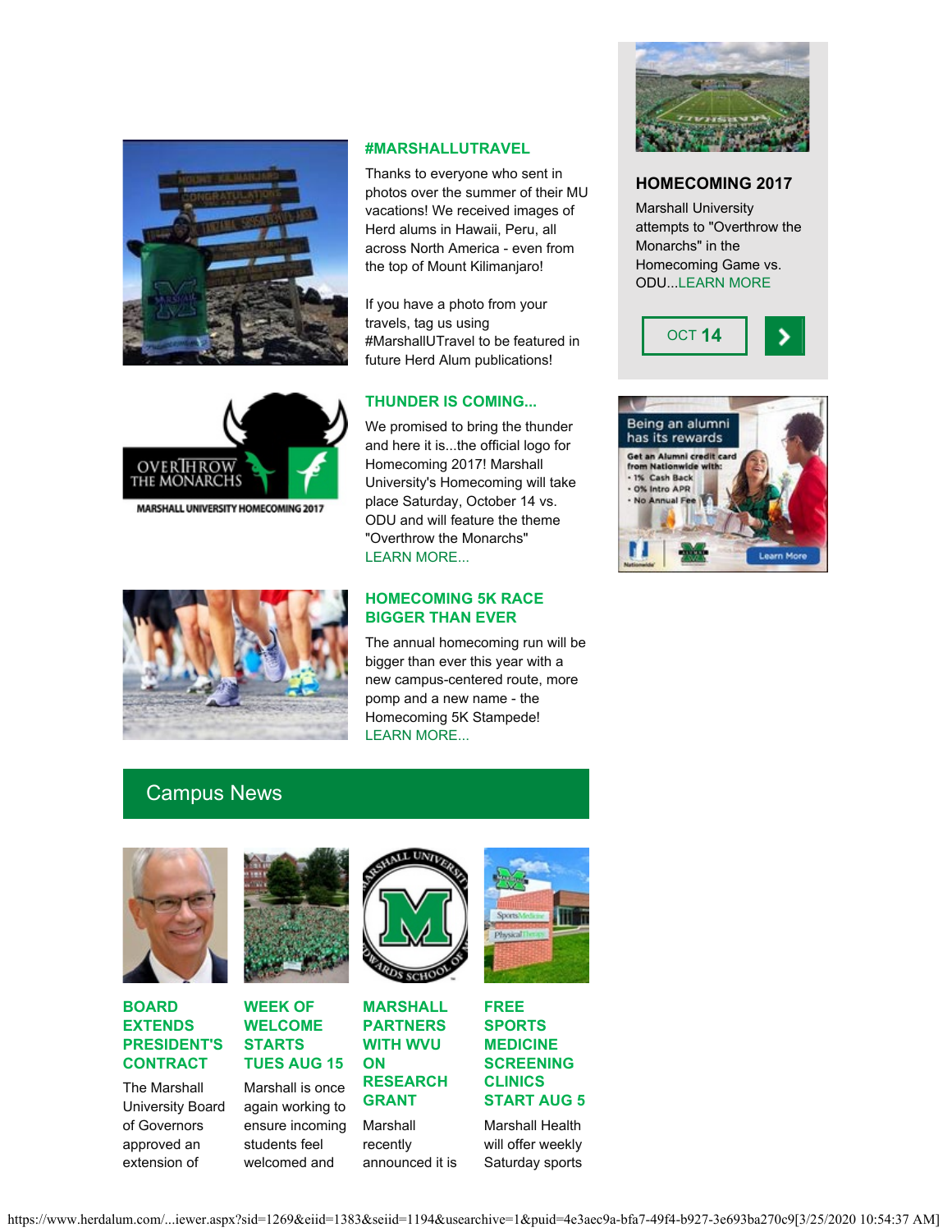### #MARSHALLUTRAVEL

Thanks to everyone who sent in photos over the summer of their MU vacations! We received images of Herd alums in Hawaii, Peru, all across North America - even from the top of Mount Kilimanjaro!

If you have a photo from your travels, tag us using #MarshallUTravel to be featured in future Herd Alum publications!

### THUNDER IS COMING...

We promised to bring the thunder and here it is...the official logo for Homecoming 2017! Marshall University's Homecoming will take place Saturday, October 14 vs. ODU and will feature the theme "Overthrow the Monarchs"
LEARN MORE...

### HOMECOMING 5K RACE BIGGER THAN EVER

The annual homecoming run will be bigger than ever this year with a new campus-centered route, more pomp and a new name - the Homecoming 5K Stampede!
LEARN MORE...

### HOMECOMING 2017

Marshall University attempts to "Overthrow the Monarchs" in the Homecoming Game vs. ODU...LEARN MORE

OCT **14**

## Campus News

### BOARD EXTENDS PRESIDENT'S CONTRACT

The Marshall University Board of Governors approved an extension of

### WEEK OF WELCOME STARTS TUES AUG 15

Marshall is once again working to ensure incoming students feel welcomed and

### MARSHALL PARTNERS WITH WVU ON RESEARCH GRANT

Marshall recently announced it is

### FREE SPORTS MEDICINE SCREENING CLINICS START AUG 5

Marshall Health will offer weekly Saturday sports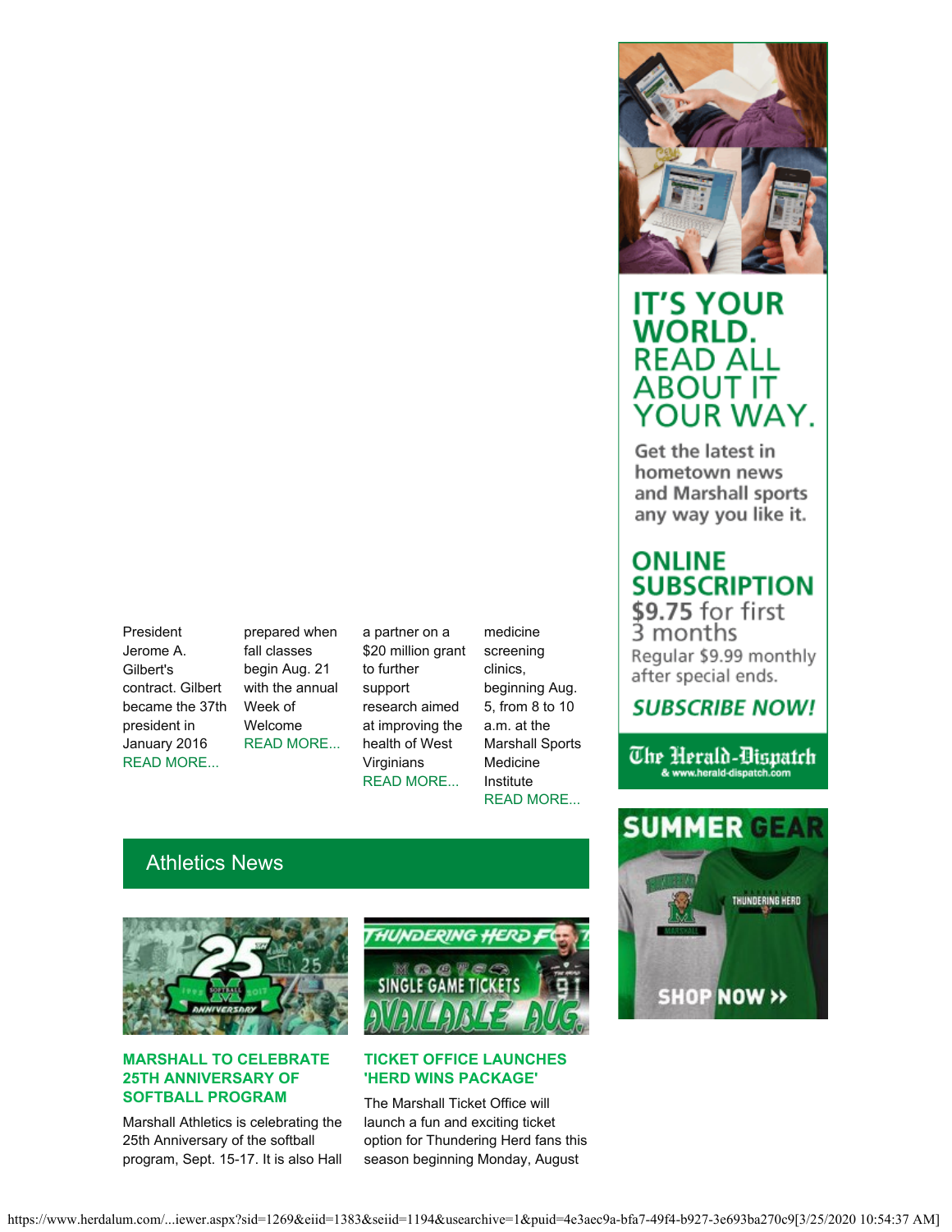President Jerome A. Gilbert's contract. Gilbert became the 37th president in January 2016 READ MORE...

prepared when fall classes begin Aug. 21 with the annual Week of Welcome READ MORE...

a partner on a $20 million grant to further support research aimed at improving the health of West Virginians READ MORE...

medicine screening clinics, beginning Aug. 5, from 8 to 10 a.m. at the Marshall Sports Medicine Institute READ MORE...

IT'S YOUR WORLD. READ ALL ABOUT IT YOUR WAY.

Get the latest in hometown news and Marshall sports any way you like it.

ONLINE SUBSCRIPTION $9.75 for first 3 months

Regular $9.99 monthly after special ends.

SUBSCRIBE NOW!

The Herald-Dispatch & www.herald-dispatch.com

SUMMER GEAR

SHOP NOW >>

## Athletics News

### MARSHALL TO CELEBRATE 25TH ANNIVERSARY OF SOFTBALL PROGRAM

Marshall Athletics is celebrating the 25th Anniversary of the softball program, Sept. 15-17. It is also Hall

### TICKET OFFICE LAUNCHES 'HERD WINS PACKAGE'

The Marshall Ticket Office will launch a fun and exciting ticket option for Thundering Herd fans this season beginning Monday, August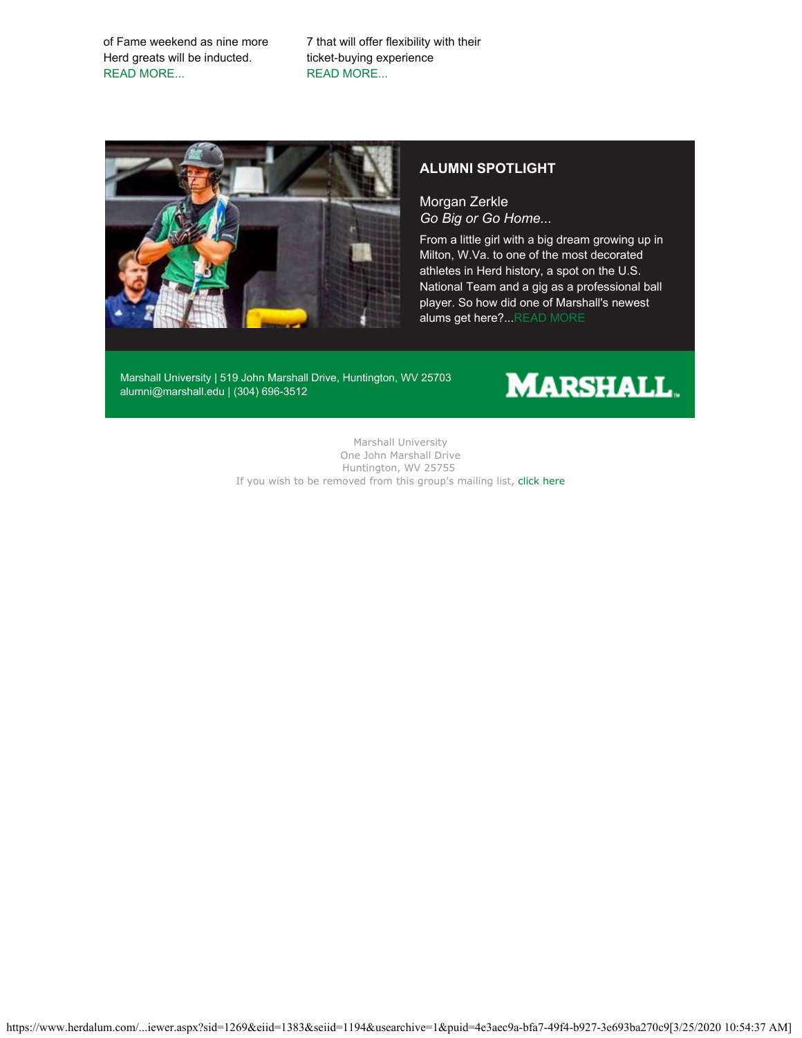of Fame weekend as nine more Herd greats will be inducted.
READ MORE...

7 that will offer flexibility with their ticket-buying experience
READ MORE...

## ALUMNI SPOTLIGHT

Morgan Zerkle
*Go Big or Go Home...*

From a little girl with a big dream growing up in Milton, W.Va. to one of the most decorated athletes in Herd history, a spot on the U.S. National Team and a gig as a professional ball player. So how did one of Marshall's newest alums get here?...READ MORE

Marshall University | 519 John Marshall Drive, Huntington, WV 25703
alumni@marshall.edu | (304) 696-3512

MARSHALL

Marshall University
One John Marshall Drive
Huntington, WV 25755
If you wish to be removed from this group's mailing list, click here